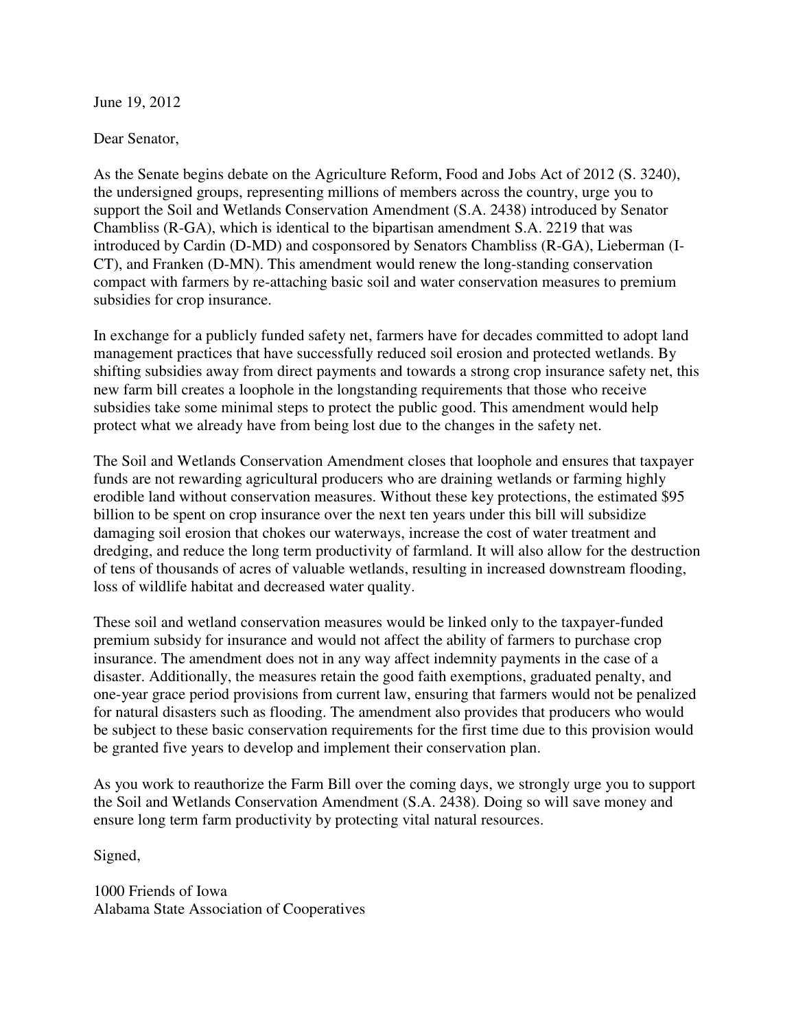June 19, 2012

Dear Senator,

As the Senate begins debate on the Agriculture Reform, Food and Jobs Act of 2012 (S. 3240), the undersigned groups, representing millions of members across the country, urge you to support the Soil and Wetlands Conservation Amendment (S.A. 2438) introduced by Senator Chambliss (R-GA), which is identical to the bipartisan amendment S.A. 2219 that was introduced by Cardin (D-MD) and cosponsored by Senators Chambliss (R-GA), Lieberman (I-CT), and Franken (D-MN). This amendment would renew the long-standing conservation compact with farmers by re-attaching basic soil and water conservation measures to premium subsidies for crop insurance.

In exchange for a publicly funded safety net, farmers have for decades committed to adopt land management practices that have successfully reduced soil erosion and protected wetlands. By shifting subsidies away from direct payments and towards a strong crop insurance safety net, this new farm bill creates a loophole in the longstanding requirements that those who receive subsidies take some minimal steps to protect the public good. This amendment would help protect what we already have from being lost due to the changes in the safety net.

The Soil and Wetlands Conservation Amendment closes that loophole and ensures that taxpayer funds are not rewarding agricultural producers who are draining wetlands or farming highly erodible land without conservation measures. Without these key protections, the estimated $95 billion to be spent on crop insurance over the next ten years under this bill will subsidize damaging soil erosion that chokes our waterways, increase the cost of water treatment and dredging, and reduce the long term productivity of farmland. It will also allow for the destruction of tens of thousands of acres of valuable wetlands, resulting in increased downstream flooding, loss of wildlife habitat and decreased water quality.

These soil and wetland conservation measures would be linked only to the taxpayer-funded premium subsidy for insurance and would not affect the ability of farmers to purchase crop insurance. The amendment does not in any way affect indemnity payments in the case of a disaster. Additionally, the measures retain the good faith exemptions, graduated penalty, and one-year grace period provisions from current law, ensuring that farmers would not be penalized for natural disasters such as flooding. The amendment also provides that producers who would be subject to these basic conservation requirements for the first time due to this provision would be granted five years to develop and implement their conservation plan.

As you work to reauthorize the Farm Bill over the coming days, we strongly urge you to support the Soil and Wetlands Conservation Amendment (S.A. 2438). Doing so will save money and ensure long term farm productivity by protecting vital natural resources.

Signed,

1000 Friends of Iowa
Alabama State Association of Cooperatives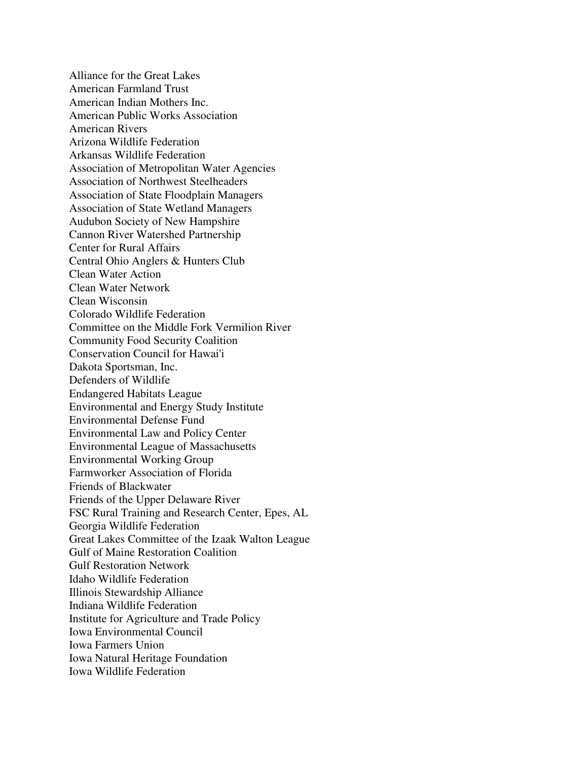Alliance for the Great Lakes
American Farmland Trust
American Indian Mothers Inc.
American Public Works Association
American Rivers
Arizona Wildlife Federation
Arkansas Wildlife Federation
Association of Metropolitan Water Agencies
Association of Northwest Steelheaders
Association of State Floodplain Managers
Association of State Wetland Managers
Audubon Society of New Hampshire
Cannon River Watershed Partnership
Center for Rural Affairs
Central Ohio Anglers & Hunters Club
Clean Water Action
Clean Water Network
Clean Wisconsin
Colorado Wildlife Federation
Committee on the Middle Fork Vermilion River
Community Food Security Coalition
Conservation Council for Hawai'i
Dakota Sportsman, Inc.
Defenders of Wildlife
Endangered Habitats League
Environmental and Energy Study Institute
Environmental Defense Fund
Environmental Law and Policy Center
Environmental League of Massachusetts
Environmental Working Group
Farmworker Association of Florida
Friends of Blackwater
Friends of the Upper Delaware River
FSC Rural Training and Research Center, Epes, AL
Georgia Wildlife Federation
Great Lakes Committee of the Izaak Walton League
Gulf of Maine Restoration Coalition
Gulf Restoration Network
Idaho Wildlife Federation
Illinois Stewardship Alliance
Indiana Wildlife Federation
Institute for Agriculture and Trade Policy
Iowa Environmental Council
Iowa Farmers Union
Iowa Natural Heritage Foundation
Iowa Wildlife Federation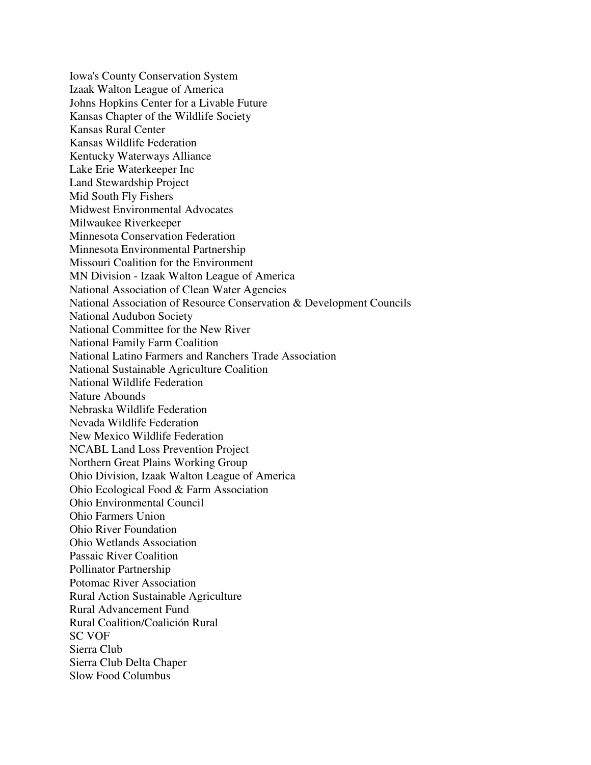Iowa's County Conservation System
Izaak Walton League of America
Johns Hopkins Center for a Livable Future
Kansas Chapter of the Wildlife Society
Kansas Rural Center
Kansas Wildlife Federation
Kentucky Waterways Alliance
Lake Erie Waterkeeper Inc
Land Stewardship Project
Mid South Fly Fishers
Midwest Environmental Advocates
Milwaukee Riverkeeper
Minnesota Conservation Federation
Minnesota Environmental Partnership
Missouri Coalition for the Environment
MN Division - Izaak Walton League of America
National Association of Clean Water Agencies
National Association of Resource Conservation & Development Councils
National Audubon Society
National Committee for the New River
National Family Farm Coalition
National Latino Farmers and Ranchers Trade Association
National Sustainable Agriculture Coalition
National Wildlife Federation
Nature Abounds
Nebraska Wildlife Federation
Nevada Wildlife Federation
New Mexico Wildlife Federation
NCABL Land Loss Prevention Project
Northern Great Plains Working Group
Ohio Division, Izaak Walton League of America
Ohio Ecological Food & Farm Association
Ohio Environmental Council
Ohio Farmers Union
Ohio River Foundation
Ohio Wetlands Association
Passaic River Coalition
Pollinator Partnership
Potomac River Association
Rural Action Sustainable Agriculture
Rural Advancement Fund
Rural Coalition/Coalición Rural
SC VOF
Sierra Club
Sierra Club Delta Chaper
Slow Food Columbus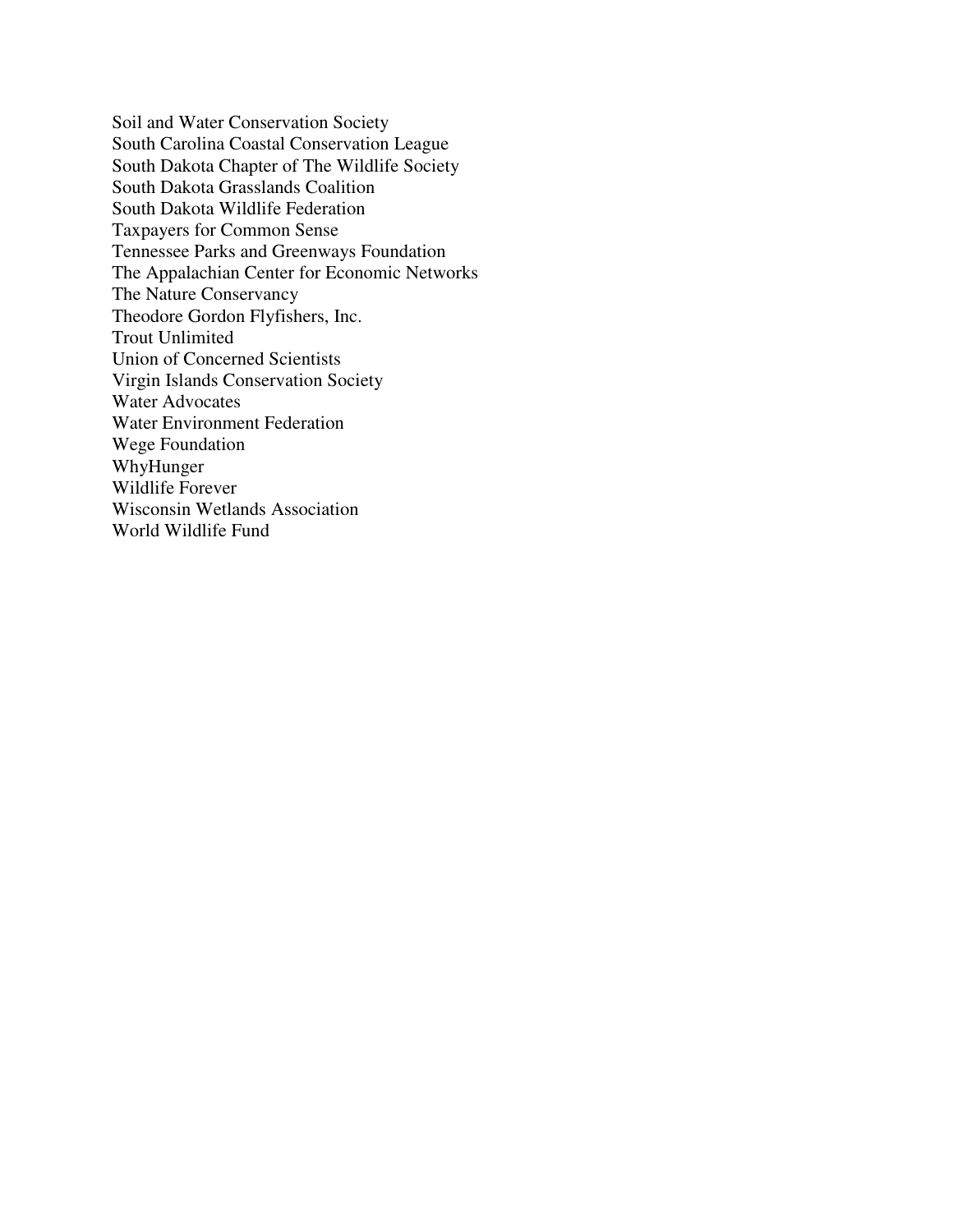Soil and Water Conservation Society
South Carolina Coastal Conservation League
South Dakota Chapter of The Wildlife Society
South Dakota Grasslands Coalition
South Dakota Wildlife Federation
Taxpayers for Common Sense
Tennessee Parks and Greenways Foundation
The Appalachian Center for Economic Networks
The Nature Conservancy
Theodore Gordon Flyfishers, Inc.
Trout Unlimited
Union of Concerned Scientists
Virgin Islands Conservation Society
Water Advocates
Water Environment Federation
Wege Foundation
WhyHunger
Wildlife Forever
Wisconsin Wetlands Association
World Wildlife Fund